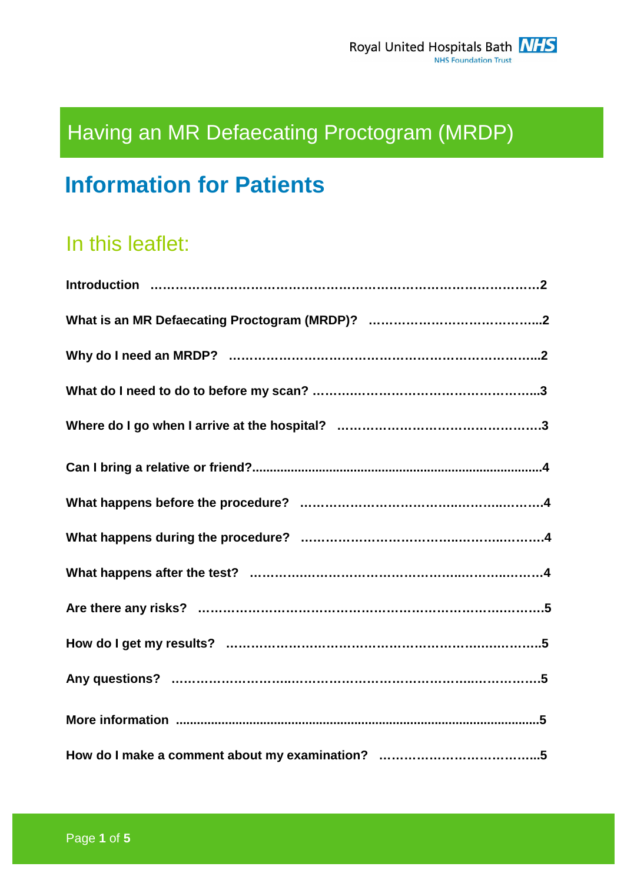Royal United Hospitals Bath NHS Foundation Trust

# Having an MR Defaecating Proctogram (MRDP)

## Information for Patients

## In this leaflet:

**Introduction ……………………………………………………………………………2**

**What is an MR Defaecating Proctogram (MRDP)? …………………………………..2**

**Why do I need an MRDP? ……………………………………………………………..2**

**What do I need to do to before my scan? ……………………………………………..3**

**Where do I go when I arrive at the hospital? …………………………………………3**

**Can I bring a relative or friend?..................................................................................4**

**What happens before the procedure? ………………………………………………….4**

**What happens during the procedure? …………………………………………………4**

**What happens after the test? ……………………………………………………………4**

**Are there any risks? ……………………………………………………………………5**

**How do I get my results? ………………………………………………………………5**

**Any questions? …………………………………………………………………………5**

**More information .......................................................................................................5**

**How do I make a comment about my examination? ………………………………..5**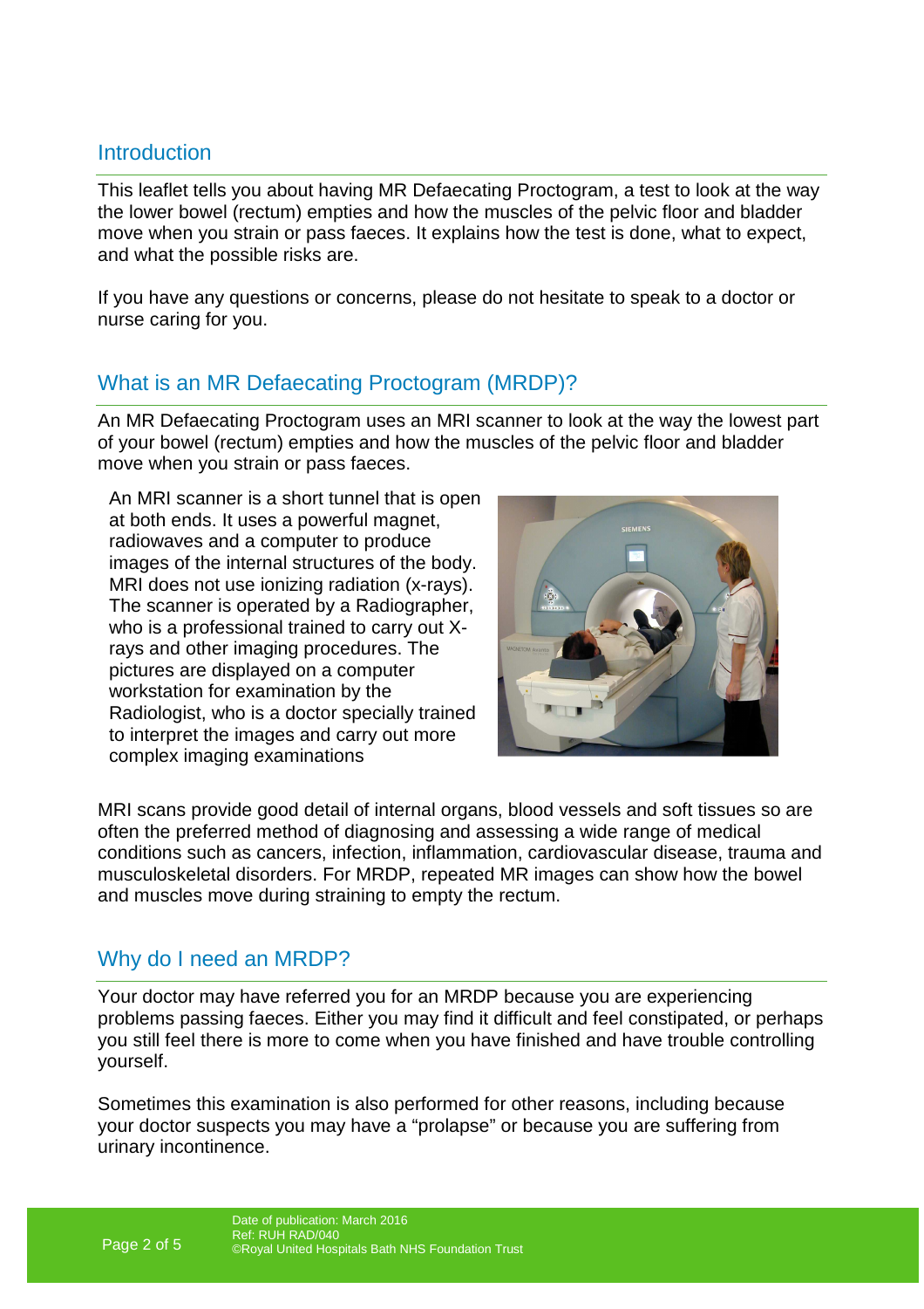## Introduction

This leaflet tells you about having MR Defaecating Proctogram, a test to look at the way the lower bowel (rectum) empties and how the muscles of the pelvic floor and bladder move when you strain or pass faeces. It explains how the test is done, what to expect, and what the possible risks are.

If you have any questions or concerns, please do not hesitate to speak to a doctor or nurse caring for you.

## What is an MR Defaecating Proctogram (MRDP)?

An MR Defaecating Proctogram uses an MRI scanner to look at the way the lowest part of your bowel (rectum) empties and how the muscles of the pelvic floor and bladder move when you strain or pass faeces.

An MRI scanner is a short tunnel that is open at both ends. It uses a powerful magnet, radiowaves and a computer to produce images of the internal structures of the body. MRI does not use ionizing radiation (x-rays). The scanner is operated by a Radiographer, who is a professional trained to carry out X-rays and other imaging procedures. The pictures are displayed on a computer workstation for examination by the Radiologist, who is a doctor specially trained to interpret the images and carry out more complex imaging examinations

MRI scans provide good detail of internal organs, blood vessels and soft tissues so are often the preferred method of diagnosing and assessing a wide range of medical conditions such as cancers, infection, inflammation, cardiovascular disease, trauma and musculoskeletal disorders. For MRDP, repeated MR images can show how the bowel and muscles move during straining to empty the rectum.

## Why do I need an MRDP?

Your doctor may have referred you for an MRDP because you are experiencing problems passing faeces. Either you may find it difficult and feel constipated, or perhaps you still feel there is more to come when you have finished and have trouble controlling yourself.

Sometimes this examination is also performed for other reasons, including because your doctor suspects you may have a "prolapse" or because you are suffering from urinary incontinence.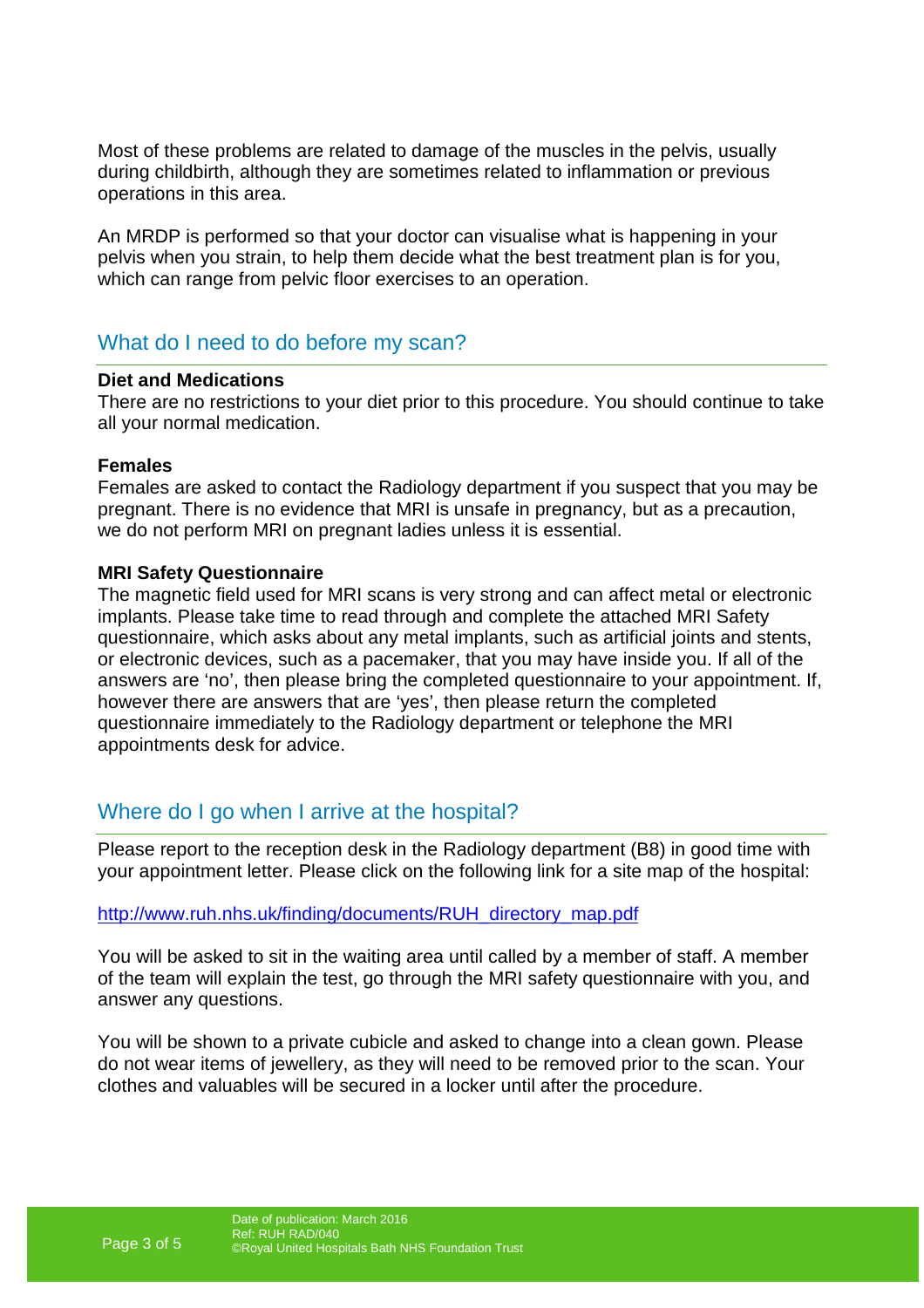Most of these problems are related to damage of the muscles in the pelvis, usually during childbirth, although they are sometimes related to inflammation or previous operations in this area.

An MRDP is performed so that your doctor can visualise what is happening in your pelvis when you strain, to help them decide what the best treatment plan is for you, which can range from pelvic floor exercises to an operation.

## What do I need to do before my scan?

**Diet and Medications**
There are no restrictions to your diet prior to this procedure. You should continue to take all your normal medication.

**Females**
Females are asked to contact the Radiology department if you suspect that you may be pregnant. There is no evidence that MRI is unsafe in pregnancy, but as a precaution, we do not perform MRI on pregnant ladies unless it is essential.

**MRI Safety Questionnaire**
The magnetic field used for MRI scans is very strong and can affect metal or electronic implants. Please take time to read through and complete the attached MRI Safety questionnaire, which asks about any metal implants, such as artificial joints and stents, or electronic devices, such as a pacemaker, that you may have inside you. If all of the answers are 'no', then please bring the completed questionnaire to your appointment. If, however there are answers that are 'yes', then please return the completed questionnaire immediately to the Radiology department or telephone the MRI appointments desk for advice.

## Where do I go when I arrive at the hospital?

Please report to the reception desk in the Radiology department (B8) in good time with your appointment letter. Please click on the following link for a site map of the hospital:

http://www.ruh.nhs.uk/finding/documents/RUH_directory_map.pdf

You will be asked to sit in the waiting area until called by a member of staff. A member of the team will explain the test, go through the MRI safety questionnaire with you, and answer any questions.

You will be shown to a private cubicle and asked to change into a clean gown. Please do not wear items of jewellery, as they will need to be removed prior to the scan. Your clothes and valuables will be secured in a locker until after the procedure.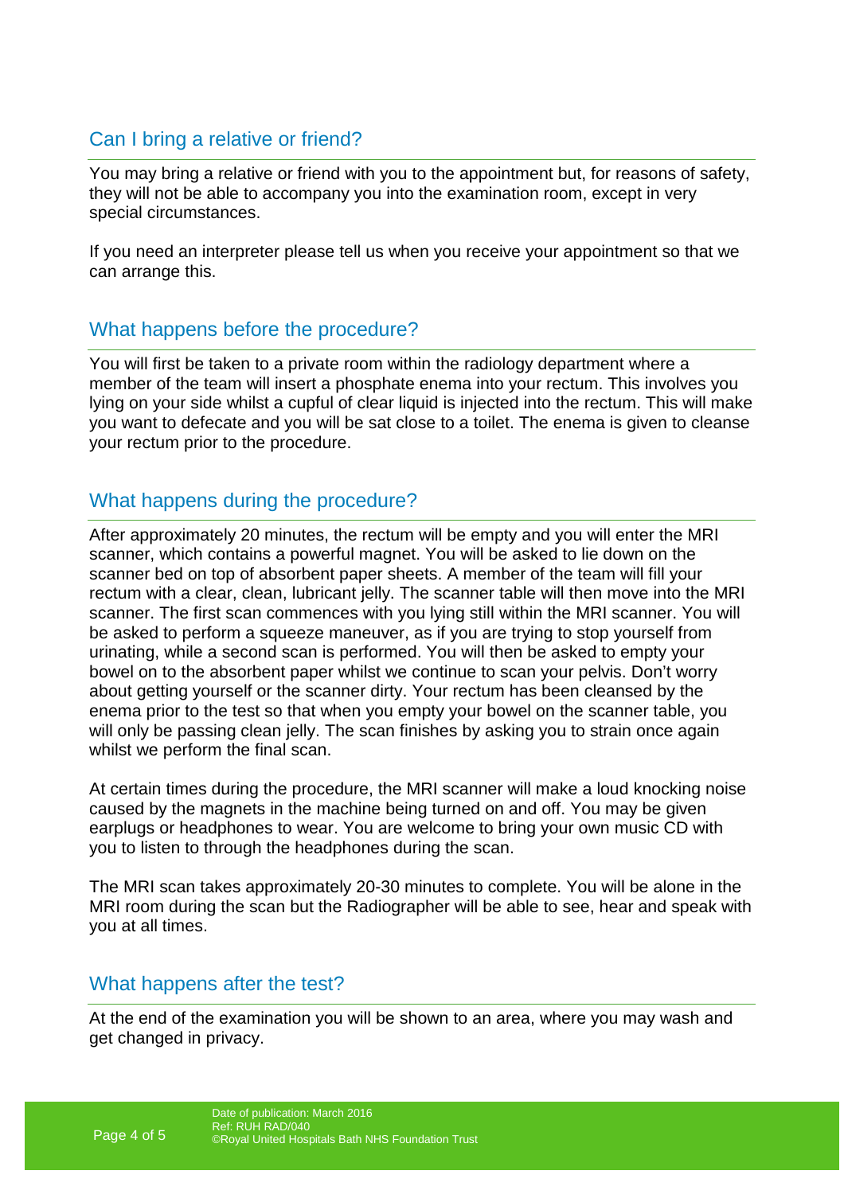## Can I bring a relative or friend?

You may bring a relative or friend with you to the appointment but, for reasons of safety, they will not be able to accompany you into the examination room, except in very special circumstances.

If you need an interpreter please tell us when you receive your appointment so that we can arrange this.

## What happens before the procedure?

You will first be taken to a private room within the radiology department where a member of the team will insert a phosphate enema into your rectum. This involves you lying on your side whilst a cupful of clear liquid is injected into the rectum. This will make you want to defecate and you will be sat close to a toilet. The enema is given to cleanse your rectum prior to the procedure.

## What happens during the procedure?

After approximately 20 minutes, the rectum will be empty and you will enter the MRI scanner, which contains a powerful magnet. You will be asked to lie down on the scanner bed on top of absorbent paper sheets. A member of the team will fill your rectum with a clear, clean, lubricant jelly. The scanner table will then move into the MRI scanner. The first scan commences with you lying still within the MRI scanner. You will be asked to perform a squeeze maneuver, as if you are trying to stop yourself from urinating, while a second scan is performed. You will then be asked to empty your bowel on to the absorbent paper whilst we continue to scan your pelvis. Don't worry about getting yourself or the scanner dirty. Your rectum has been cleansed by the enema prior to the test so that when you empty your bowel on the scanner table, you will only be passing clean jelly. The scan finishes by asking you to strain once again whilst we perform the final scan.

At certain times during the procedure, the MRI scanner will make a loud knocking noise caused by the magnets in the machine being turned on and off. You may be given earplugs or headphones to wear. You are welcome to bring your own music CD with you to listen to through the headphones during the scan.

The MRI scan takes approximately 20-30 minutes to complete. You will be alone in the MRI room during the scan but the Radiographer will be able to see, hear and speak with you at all times.

## What happens after the test?

At the end of the examination you will be shown to an area, where you may wash and get changed in privacy.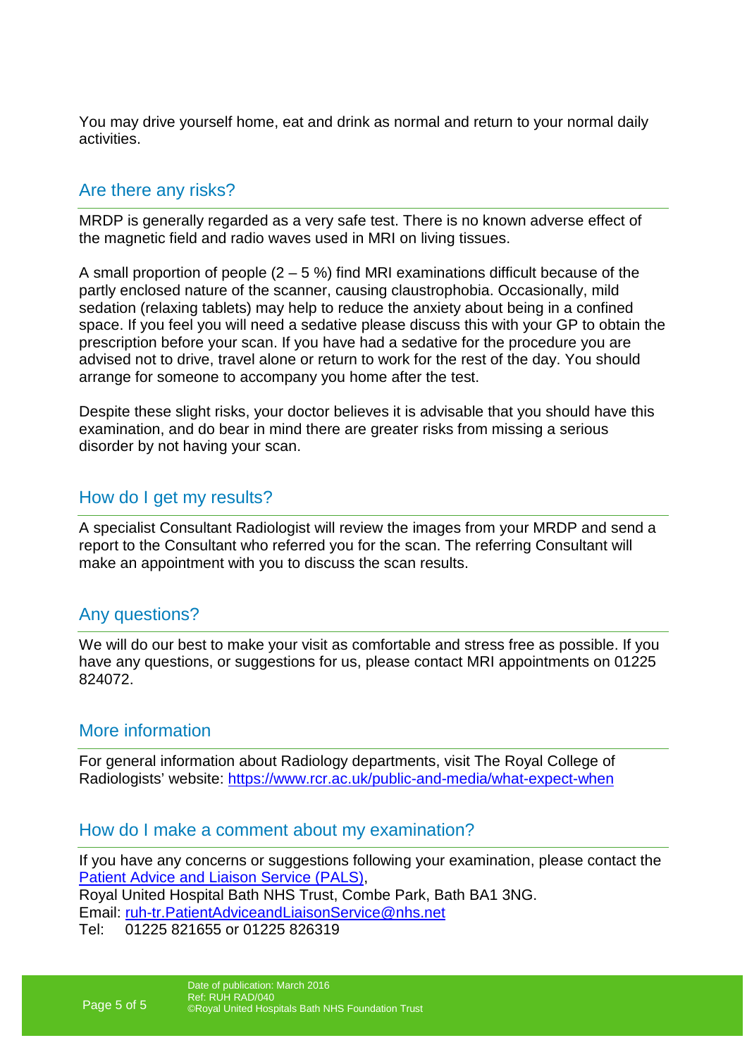You may drive yourself home, eat and drink as normal and return to your normal daily activities.

## Are there any risks?

MRDP is generally regarded as a very safe test. There is no known adverse effect of the magnetic field and radio waves used in MRI on living tissues.

A small proportion of people (2 – 5 %) find MRI examinations difficult because of the partly enclosed nature of the scanner, causing claustrophobia. Occasionally, mild sedation (relaxing tablets) may help to reduce the anxiety about being in a confined space. If you feel you will need a sedative please discuss this with your GP to obtain the prescription before your scan. If you have had a sedative for the procedure you are advised not to drive, travel alone or return to work for the rest of the day. You should arrange for someone to accompany you home after the test.

Despite these slight risks, your doctor believes it is advisable that you should have this examination, and do bear in mind there are greater risks from missing a serious disorder by not having your scan.

## How do I get my results?

A specialist Consultant Radiologist will review the images from your MRDP and send a report to the Consultant who referred you for the scan. The referring Consultant will make an appointment with you to discuss the scan results.

## Any questions?

We will do our best to make your visit as comfortable and stress free as possible. If you have any questions, or suggestions for us, please contact MRI appointments on 01225 824072.

## More information

For general information about Radiology departments, visit The Royal College of Radiologists' website: [https://www.rcr.ac.uk/public-and-media/what-expect-when](https://www.rcr.ac.uk/public-and-media/what-expect-when)

## How do I make a comment about my examination?

If you have any concerns or suggestions following your examination, please contact the Patient Advice and Liaison Service (PALS),
Royal United Hospital Bath NHS Trust, Combe Park, Bath BA1 3NG.
Email: ruh-tr.PatientAdviceandLiaisonService@nhs.net
Tel: 01225 821655 or 01225 826319

Date of publication: March 2016
Ref: RUH RAD/040
©Royal United Hospitals Bath NHS Foundation Trust